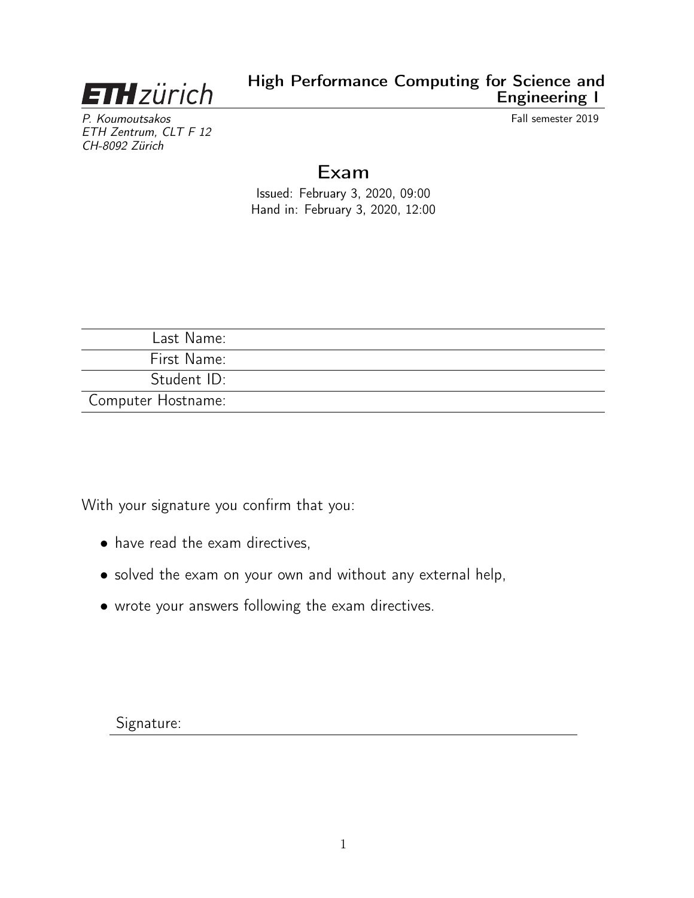ETH zürich

# High Performance Computing for Science and Engineering I

*P. Koumoutsakos*
*ETH Zentrum, CLT F 12*
*CH-8092 Zürich*

Fall semester 2019

## Exam

Issued: February 3, 2020, 09:00
Hand in: February 3, 2020, 12:00

| | |
|---|---|
| Last Name: | |
| First Name: | |
| Student ID: | |
| Computer Hostname: | |

With your signature you confirm that you:

- have read the exam directives,
- solved the exam on your own and without any external help,
- wrote your answers following the exam directives.

Signature: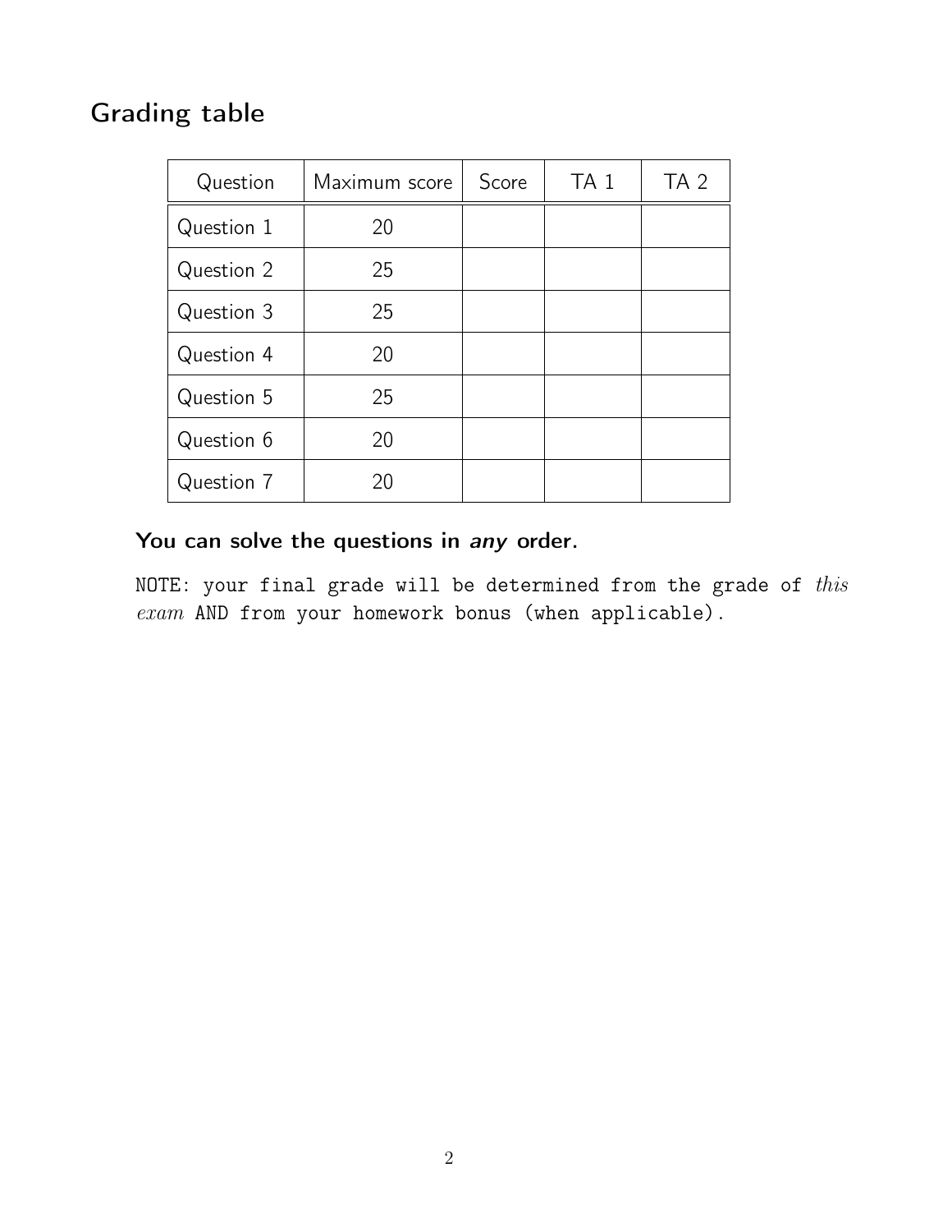## Grading table

| Question | Maximum score | Score | TA 1 | TA 2 |
|---|---|---|---|---|
| Question 1 | 20 | | | |
| Question 2 | 25 | | | |
| Question 3 | 25 | | | |
| Question 4 | 20 | | | |
| Question 5 | 25 | | | |
| Question 6 | 20 | | | |
| Question 7 | 20 | | | |

**You can solve the questions in *any* order.**

NOTE: your final grade will be determined from the grade of *this exam* AND from your homework bonus (when applicable).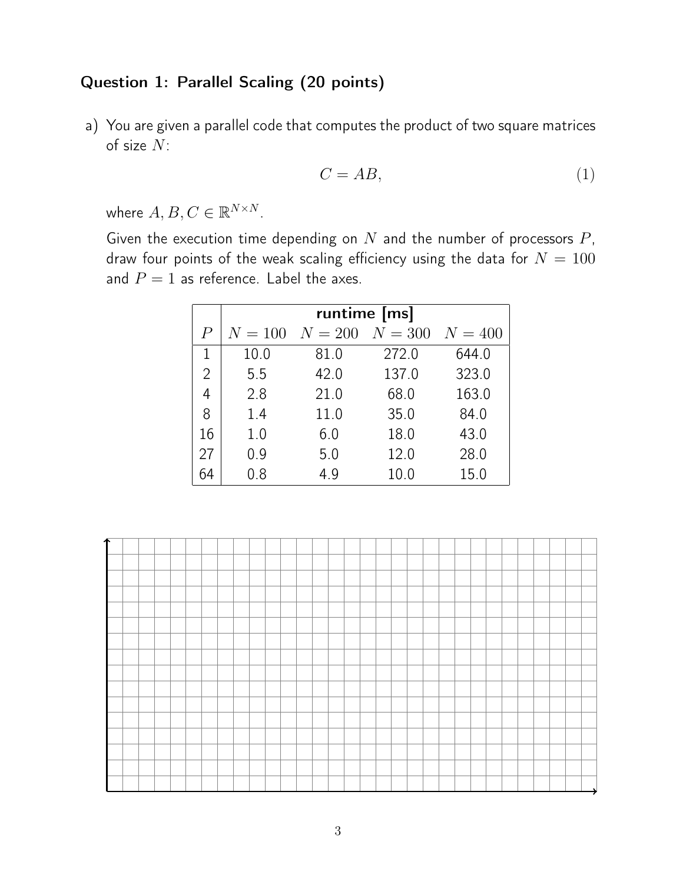## Question 1: Parallel Scaling (20 points)

a) You are given a parallel code that computes the product of two square matrices of size $N$:

$$C = AB, \tag{1}$$

where $A, B, C \in \mathbb{R}^{N \times N}$.

Given the execution time depending on $N$ and the number of processors $P$, draw four points of the weak scaling efficiency using the data for $N = 100$ and $P = 1$ as reference. Label the axes.

| | **runtime [ms]** | | | |
|---|---|---|---|---|
| $P$ | $N = 100$ | $N = 200$ | $N = 300$ | $N = 400$ |
| 1 | 10.0 | 81.0 | 272.0 | 644.0 |
| 2 | 5.5 | 42.0 | 137.0 | 323.0 |
| 4 | 2.8 | 21.0 | 68.0 | 163.0 |
| 8 | 1.4 | 11.0 | 35.0 | 84.0 |
| 16 | 1.0 | 6.0 | 18.0 | 43.0 |
| 27 | 0.9 | 5.0 | 12.0 | 28.0 |
| 64 | 0.8 | 4.9 | 10.0 | 15.0 |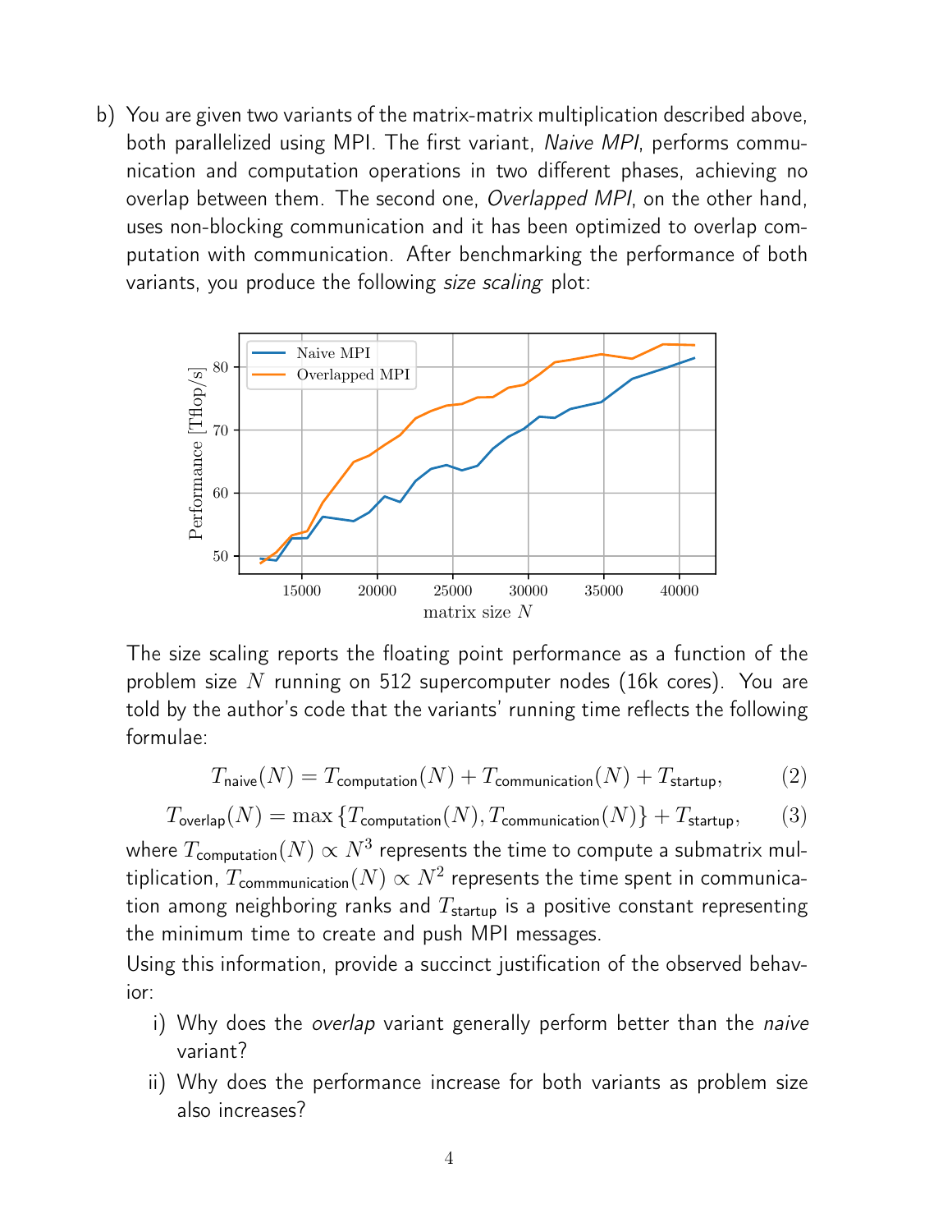b) You are given two variants of the matrix-matrix multiplication described above, both parallelized using MPI. The first variant, *Naive MPI*, performs communication and computation operations in two different phases, achieving no overlap between them. The second one, *Overlapped MPI*, on the other hand, uses non-blocking communication and it has been optimized to overlap computation with communication. After benchmarking the performance of both variants, you produce the following *size scaling* plot:

The size scaling reports the floating point performance as a function of the problem size $N$ running on 512 supercomputer nodes (16k cores). You are told by the author's code that the variants' running time reflects the following formulae:

$$T_{\text{naive}}(N) = T_{\text{computation}}(N) + T_{\text{communication}}(N) + T_{\text{startup}}, \tag{2}$$

$$T_{\text{overlap}}(N) = \max\{T_{\text{computation}}(N), T_{\text{communication}}(N)\} + T_{\text{startup}}, \tag{3}$$

where $T_{\text{computation}}(N) \propto N^3$ represents the time to compute a submatrix multiplication, $T_{\text{commmunication}}(N) \propto N^2$ represents the time spent in communication among neighboring ranks and $T_{\text{startup}}$ is a positive constant representing the minimum time to create and push MPI messages.

Using this information, provide a succinct justification of the observed behavior:

i) Why does the *overlap* variant generally perform better than the *naive* variant?

ii) Why does the performance increase for both variants as problem size also increases?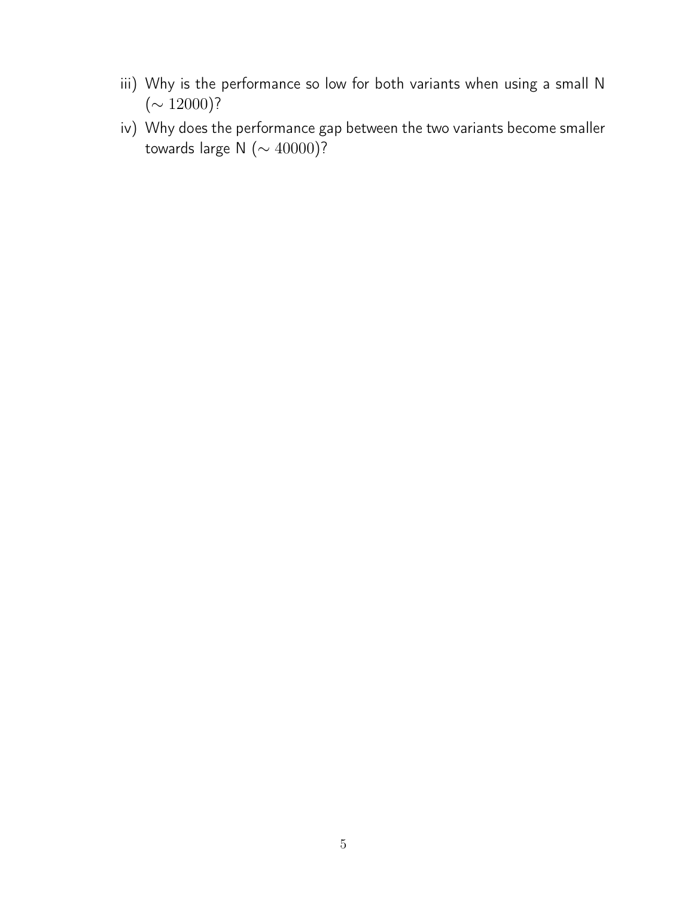iii) Why is the performance so low for both variants when using a small N ($\sim 12000$)?

iv) Why does the performance gap between the two variants become smaller towards large N ($\sim 40000$)?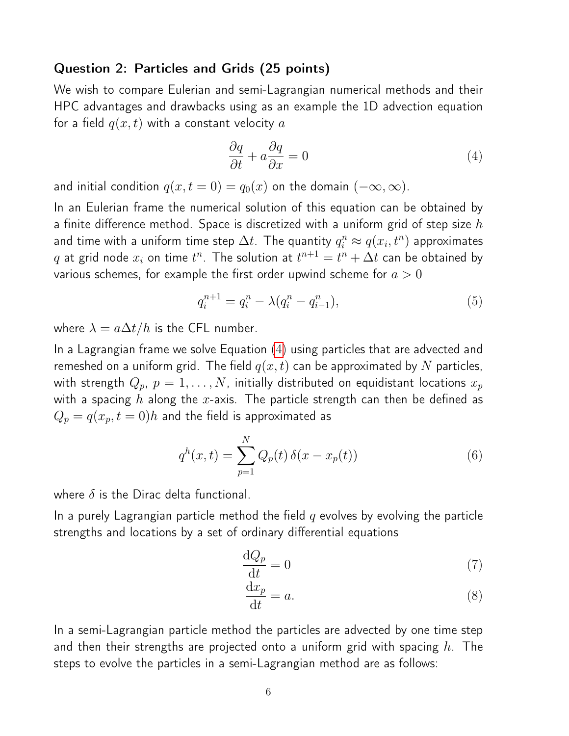### Question 2: Particles and Grids (25 points)

We wish to compare Eulerian and semi-Lagrangian numerical methods and their HPC advantages and drawbacks using as an example the 1D advection equation for a field $q(x,t)$ with a constant velocity $a$

$$\frac{\partial q}{\partial t} + a\frac{\partial q}{\partial x} = 0 \tag{4}$$

and initial condition $q(x, t = 0) = q_0(x)$ on the domain $(-\infty, \infty)$.

In an Eulerian frame the numerical solution of this equation can be obtained by a finite difference method. Space is discretized with a uniform grid of step size $h$ and time with a uniform time step $\Delta t$. The quantity $q_i^n \approx q(x_i, t^n)$ approximates $q$ at grid node $x_i$ on time $t^n$. The solution at $t^{n+1} = t^n + \Delta t$ can be obtained by various schemes, for example the first order upwind scheme for $a > 0$

$$q_i^{n+1} = q_i^n - \lambda(q_i^n - q_{i-1}^n), \tag{5}$$

where $\lambda = a\Delta t/h$ is the CFL number.

In a Lagrangian frame we solve Equation (4) using particles that are advected and remeshed on a uniform grid. The field $q(x,t)$ can be approximated by $N$ particles, with strength $Q_p$, $p = 1, \dots, N$, initially distributed on equidistant locations $x_p$ with a spacing $h$ along the $x$-axis. The particle strength can then be defined as $Q_p = q(x_p, t = 0)h$ and the field is approximated as

$$q^h(x,t) = \sum_{p=1}^{N} Q_p(t)\,\delta(x - x_p(t)) \tag{6}$$

where $\delta$ is the Dirac delta functional.

In a purely Lagrangian particle method the field $q$ evolves by evolving the particle strengths and locations by a set of ordinary differential equations

$$\frac{\mathrm{d}Q_p}{\mathrm{d}t} = 0 \tag{7}$$

$$\frac{\mathrm{d}x_p}{\mathrm{d}t} = a. \tag{8}$$

In a semi-Lagrangian particle method the particles are advected by one time step and then their strengths are projected onto a uniform grid with spacing $h$. The steps to evolve the particles in a semi-Lagrangian method are as follows: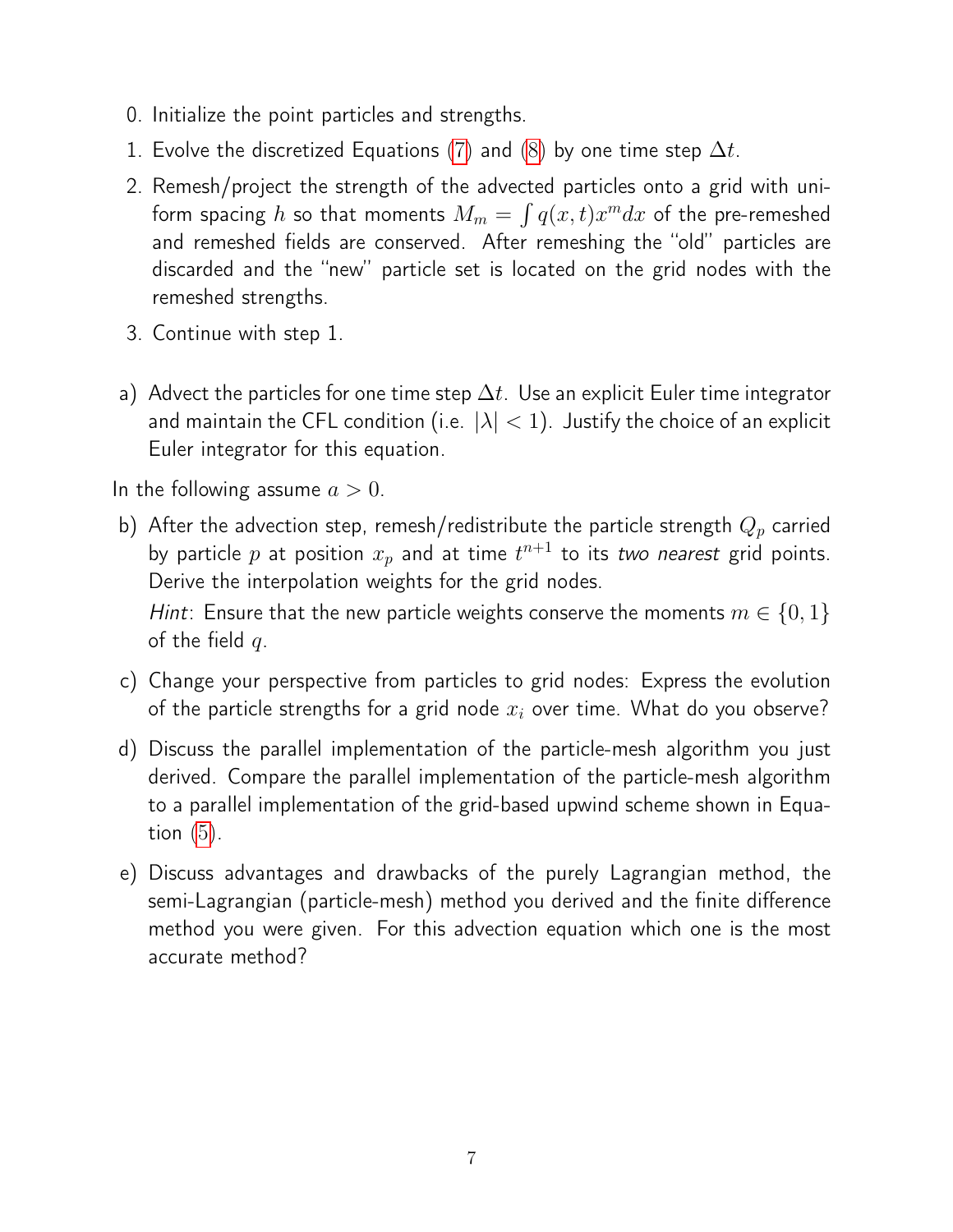0. Initialize the point particles and strengths.
1. Evolve the discretized Equations (7) and (8) by one time step $\Delta t$.
2. Remesh/project the strength of the advected particles onto a grid with uniform spacing $h$ so that moments $M_m = \int q(x,t)x^m dx$ of the pre-remeshed and remeshed fields are conserved. After remeshing the "old" particles are discarded and the "new" particle set is located on the grid nodes with the remeshed strengths.
3. Continue with step 1.

a) Advect the particles for one time step $\Delta t$. Use an explicit Euler time integrator and maintain the CFL condition (i.e. $|\lambda| < 1$). Justify the choice of an explicit Euler integrator for this equation.

In the following assume $a > 0$.

b) After the advection step, remesh/redistribute the particle strength $Q_p$ carried by particle $p$ at position $x_p$ and at time $t^{n+1}$ to its *two nearest* grid points. Derive the interpolation weights for the grid nodes.

   *Hint*: Ensure that the new particle weights conserve the moments $m \in \{0, 1\}$ of the field $q$.

c) Change your perspective from particles to grid nodes: Express the evolution of the particle strengths for a grid node $x_i$ over time. What do you observe?

d) Discuss the parallel implementation of the particle-mesh algorithm you just derived. Compare the parallel implementation of the particle-mesh algorithm to a parallel implementation of the grid-based upwind scheme shown in Equation (5).

e) Discuss advantages and drawbacks of the purely Lagrangian method, the semi-Lagrangian (particle-mesh) method you derived and the finite difference method you were given. For this advection equation which one is the most accurate method?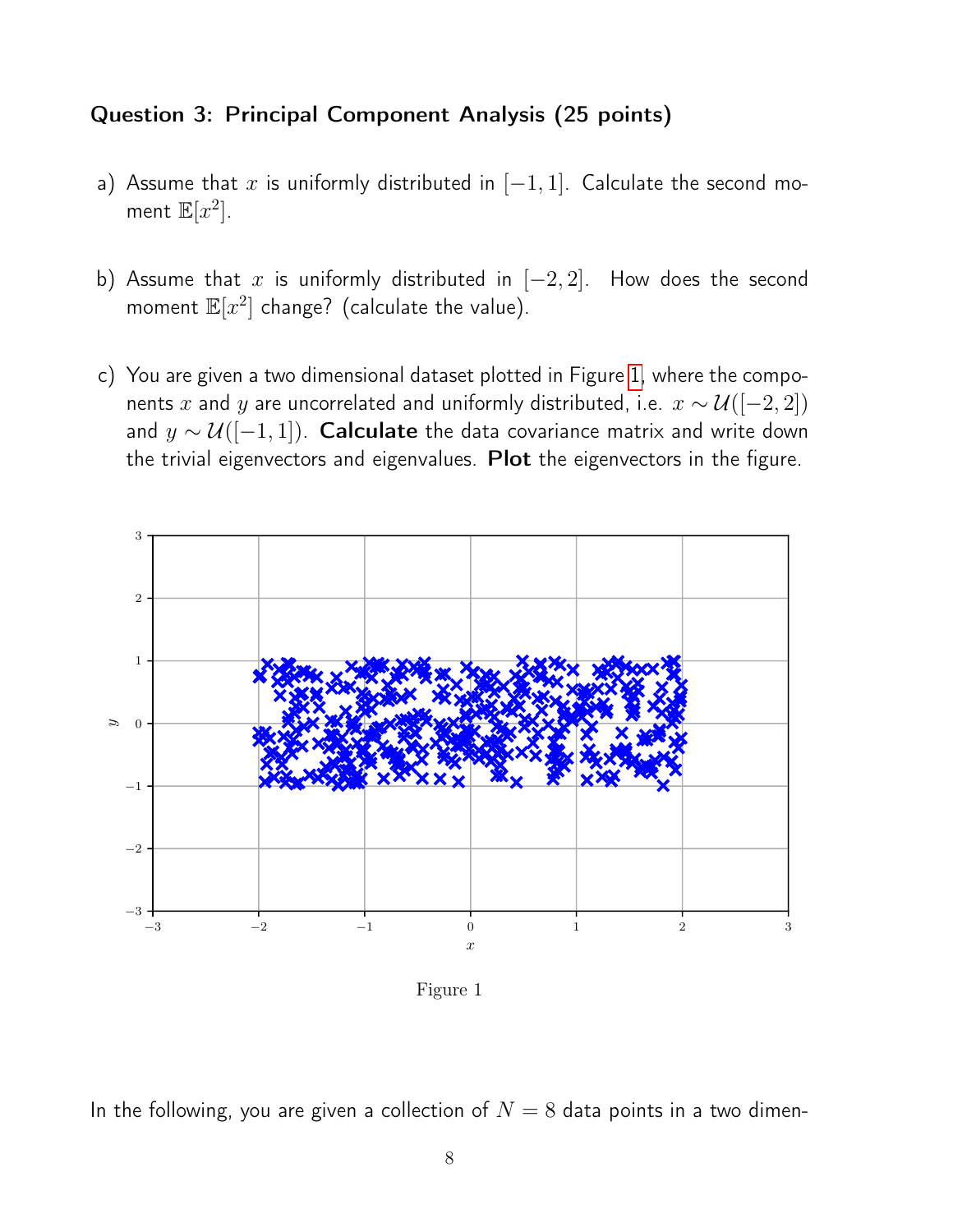## Question 3: Principal Component Analysis (25 points)

a) Assume that $x$ is uniformly distributed in $[-1, 1]$. Calculate the second moment $\mathbb{E}[x^2]$.

b) Assume that $x$ is uniformly distributed in $[-2, 2]$. How does the second moment $\mathbb{E}[x^2]$ change? (calculate the value).

c) You are given a two dimensional dataset plotted in Figure 1, where the components $x$ and $y$ are uncorrelated and uniformly distributed, i.e. $x \sim \mathcal{U}([-2, 2])$ and $y \sim \mathcal{U}([-1, 1])$. **Calculate** the data covariance matrix and write down the trivial eigenvectors and eigenvalues. **Plot** the eigenvectors in the figure.

Figure 1

In the following, you are given a collection of $N = 8$ data points in a two dimen-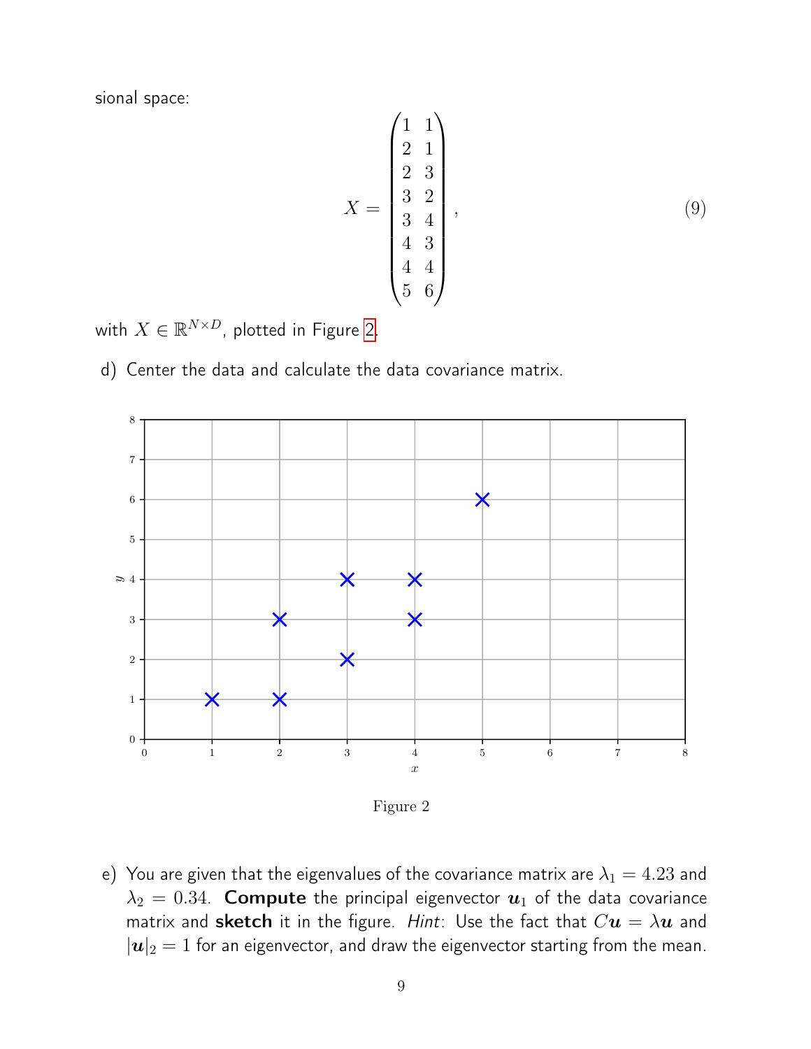sional space:

$$X = \begin{pmatrix} 1 & 1 \\ 2 & 1 \\ 2 & 3 \\ 3 & 2 \\ 3 & 4 \\ 4 & 3 \\ 4 & 4 \\ 5 & 6 \end{pmatrix}, \tag{9}$$

with $X \in \mathbb{R}^{N \times D}$, plotted in Figure 2.

d) Center the data and calculate the data covariance matrix.

Figure 2

e) You are given that the eigenvalues of the covariance matrix are $\lambda_1 = 4.23$ and $\lambda_2 = 0.34$. **Compute** the principal eigenvector $\boldsymbol{u}_1$ of the data covariance matrix and **sketch** it in the figure. *Hint*: Use the fact that $C\boldsymbol{u} = \lambda \boldsymbol{u}$ and $|\boldsymbol{u}|_2 = 1$ for an eigenvector, and draw the eigenvector starting from the mean.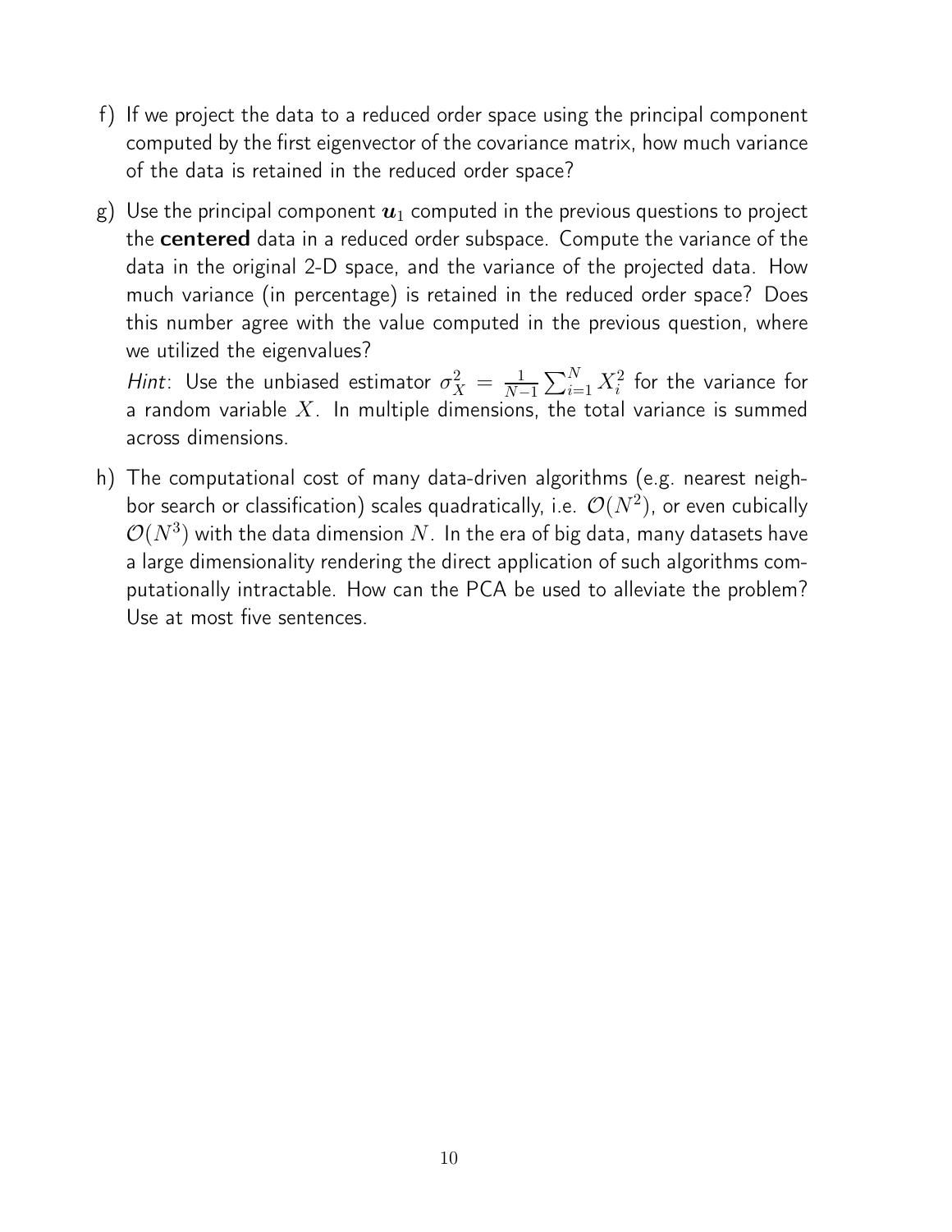f) If we project the data to a reduced order space using the principal component computed by the first eigenvector of the covariance matrix, how much variance of the data is retained in the reduced order space?

g) Use the principal component $\boldsymbol{u}_1$ computed in the previous questions to project the **centered** data in a reduced order subspace. Compute the variance of the data in the original 2-D space, and the variance of the projected data. How much variance (in percentage) is retained in the reduced order space? Does this number agree with the value computed in the previous question, where we utilized the eigenvalues?

   *Hint*: Use the unbiased estimator $\sigma_X^2 = \frac{1}{N-1}\sum_{i=1}^{N} X_i^2$ for the variance for a random variable $X$. In multiple dimensions, the total variance is summed across dimensions.

h) The computational cost of many data-driven algorithms (e.g. nearest neighbor search or classification) scales quadratically, i.e. $\mathcal{O}(N^2)$, or even cubically $\mathcal{O}(N^3)$ with the data dimension $N$. In the era of big data, many datasets have a large dimensionality rendering the direct application of such algorithms computationally intractable. How can the PCA be used to alleviate the problem? Use at most five sentences.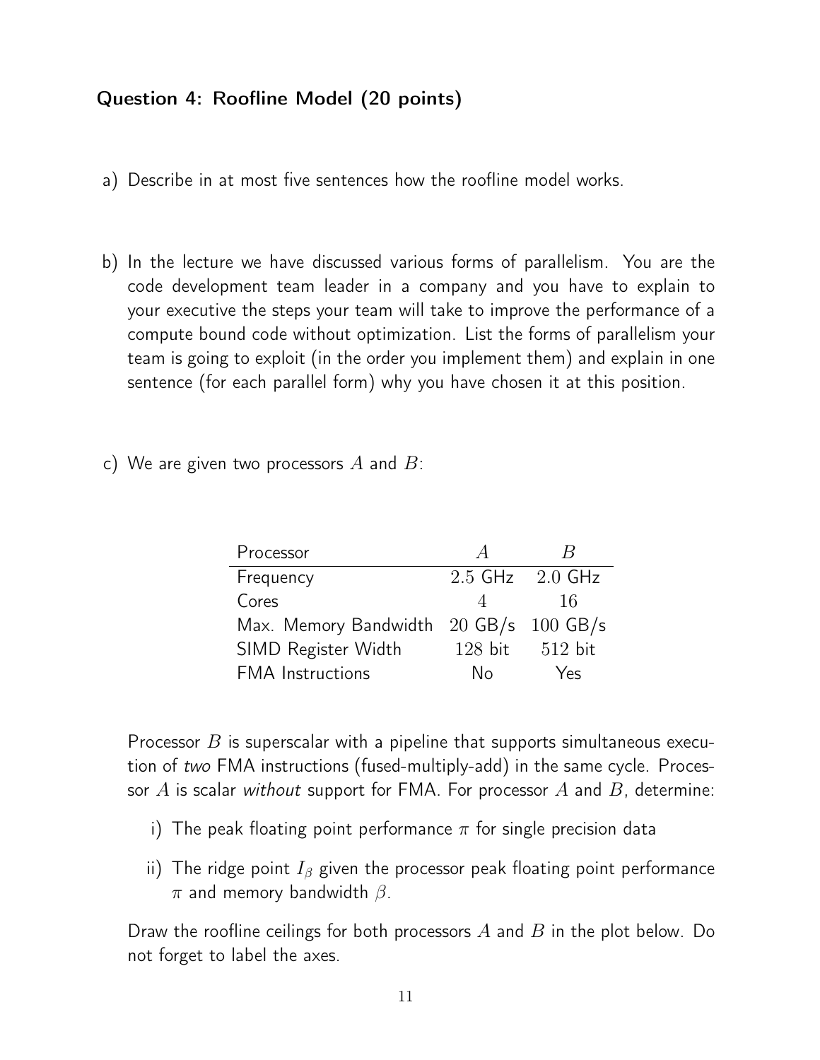## Question 4: Roofline Model (20 points)

a) Describe in at most five sentences how the roofline model works.

b) In the lecture we have discussed various forms of parallelism. You are the code development team leader in a company and you have to explain to your executive the steps your team will take to improve the performance of a compute bound code without optimization. List the forms of parallelism your team is going to exploit (in the order you implement them) and explain in one sentence (for each parallel form) why you have chosen it at this position.

c) We are given two processors $A$ and $B$:

| Processor | $A$ | $B$ |
|---|---|---|
| Frequency | 2.5 GHz | 2.0 GHz |
| Cores | 4 | 16 |
| Max. Memory Bandwidth | 20 GB/s | 100 GB/s |
| SIMD Register Width | 128 bit | 512 bit |
| FMA Instructions | No | Yes |

Processor $B$ is superscalar with a pipeline that supports simultaneous execution of *two* FMA instructions (fused-multiply-add) in the same cycle. Processor $A$ is scalar *without* support for FMA. For processor $A$ and $B$, determine:

i) The peak floating point performance $\pi$ for single precision data

ii) The ridge point $I_\beta$ given the processor peak floating point performance $\pi$ and memory bandwidth $\beta$.

Draw the roofline ceilings for both processors $A$ and $B$ in the plot below. Do not forget to label the axes.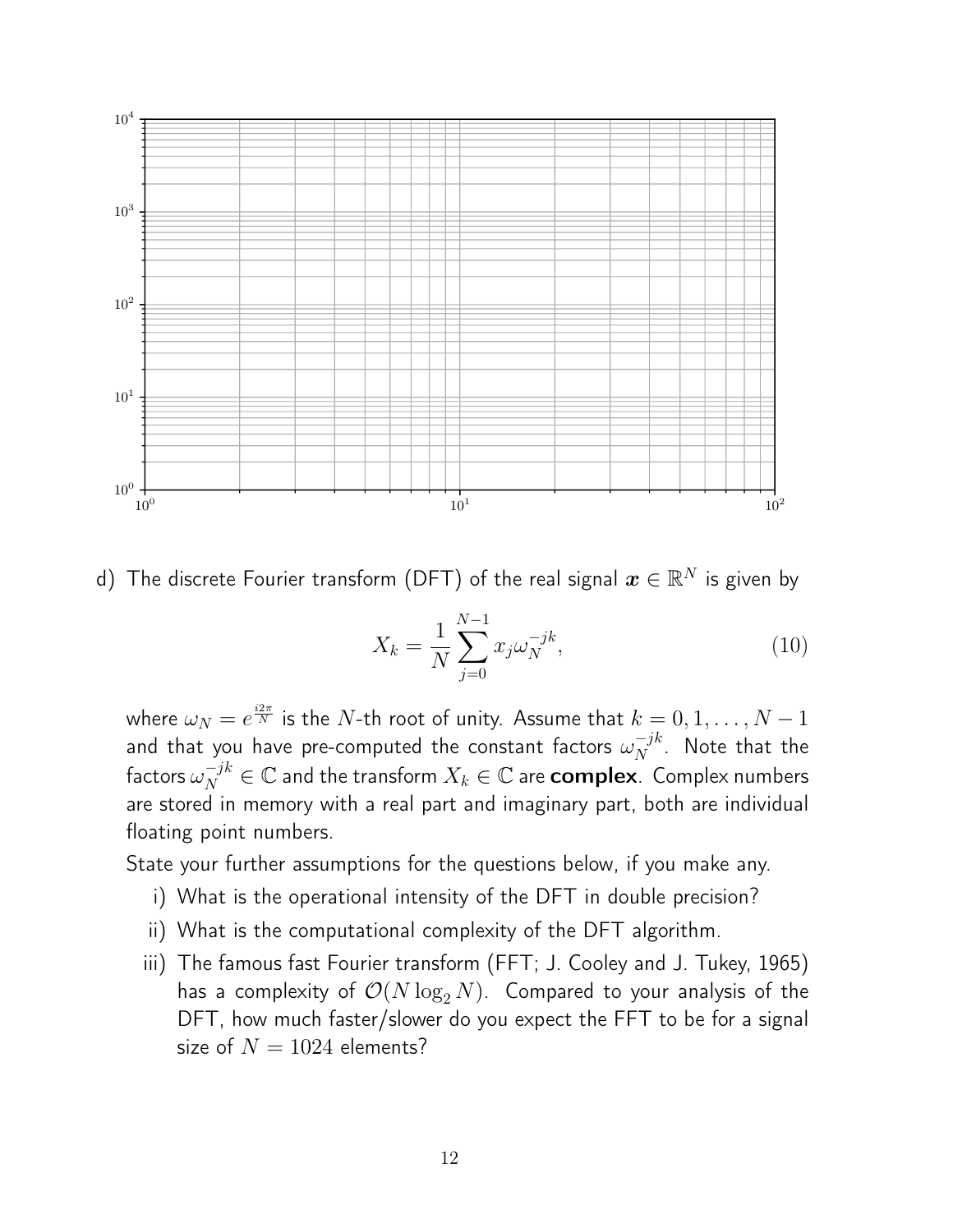d) The discrete Fourier transform (DFT) of the real signal $\boldsymbol{x} \in \mathbb{R}^N$ is given by

$$X_k = \frac{1}{N} \sum_{j=0}^{N-1} x_j \omega_N^{-jk}, \tag{10}$$

where $\omega_N = e^{\frac{i2\pi}{N}}$ is the $N$-th root of unity. Assume that $k = 0, 1, \ldots, N-1$ and that you have pre-computed the constant factors $\omega_N^{-jk}$. Note that the factors $\omega_N^{-jk} \in \mathbb{C}$ and the transform $X_k \in \mathbb{C}$ are **complex**. Complex numbers are stored in memory with a real part and imaginary part, both are individual floating point numbers.

State your further assumptions for the questions below, if you make any.

i) What is the operational intensity of the DFT in double precision?

ii) What is the computational complexity of the DFT algorithm.

iii) The famous fast Fourier transform (FFT; J. Cooley and J. Tukey, 1965) has a complexity of $\mathcal{O}(N \log_2 N)$. Compared to your analysis of the DFT, how much faster/slower do you expect the FFT to be for a signal size of $N = 1024$ elements?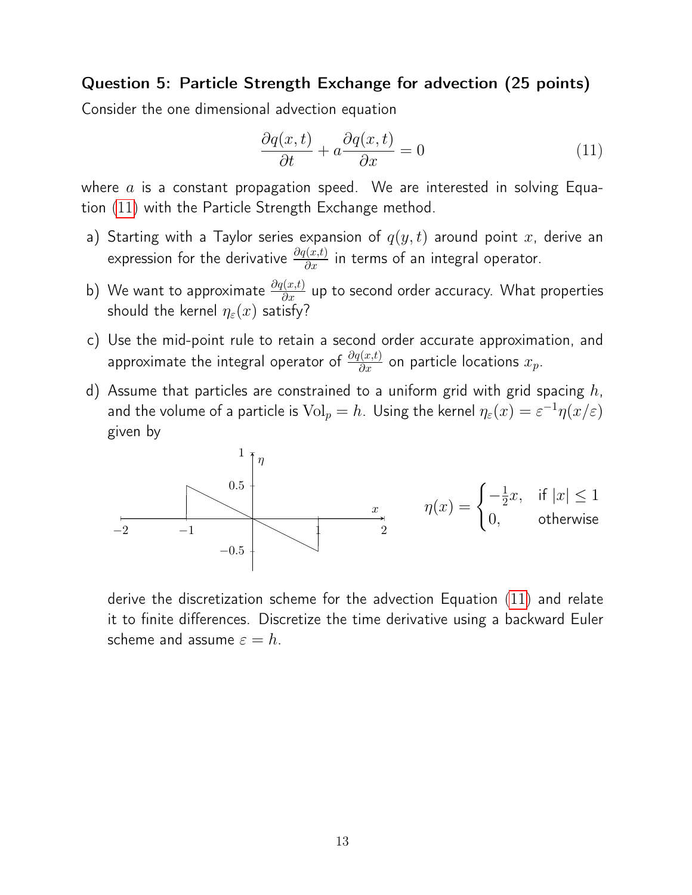### Question 5: Particle Strength Exchange for advection (25 points)

Consider the one dimensional advection equation

$$\frac{\partial q(x,t)}{\partial t} + a\frac{\partial q(x,t)}{\partial x} = 0 \tag{11}$$

where $a$ is a constant propagation speed. We are interested in solving Equation (11) with the Particle Strength Exchange method.

a) Starting with a Taylor series expansion of $q(y,t)$ around point $x$, derive an expression for the derivative $\frac{\partial q(x,t)}{\partial x}$ in terms of an integral operator.

b) We want to approximate $\frac{\partial q(x,t)}{\partial x}$ up to second order accuracy. What properties should the kernel $\eta_\varepsilon(x)$ satisfy?

c) Use the mid-point rule to retain a second order accurate approximation, and approximate the integral operator of $\frac{\partial q(x,t)}{\partial x}$ on particle locations $x_p$.

d) Assume that particles are constrained to a uniform grid with grid spacing $h$, and the volume of a particle is $\mathrm{Vol}_p = h$. Using the kernel $\eta_\varepsilon(x) = \varepsilon^{-1}\eta(x/\varepsilon)$ given by

$$\eta(x) = \begin{cases} -\frac{1}{2}x, & \text{if } |x| \leq 1 \\ 0, & \text{otherwise} \end{cases}$$

derive the discretization scheme for the advection Equation (11) and relate it to finite differences. Discretize the time derivative using a backward Euler scheme and assume $\varepsilon = h$.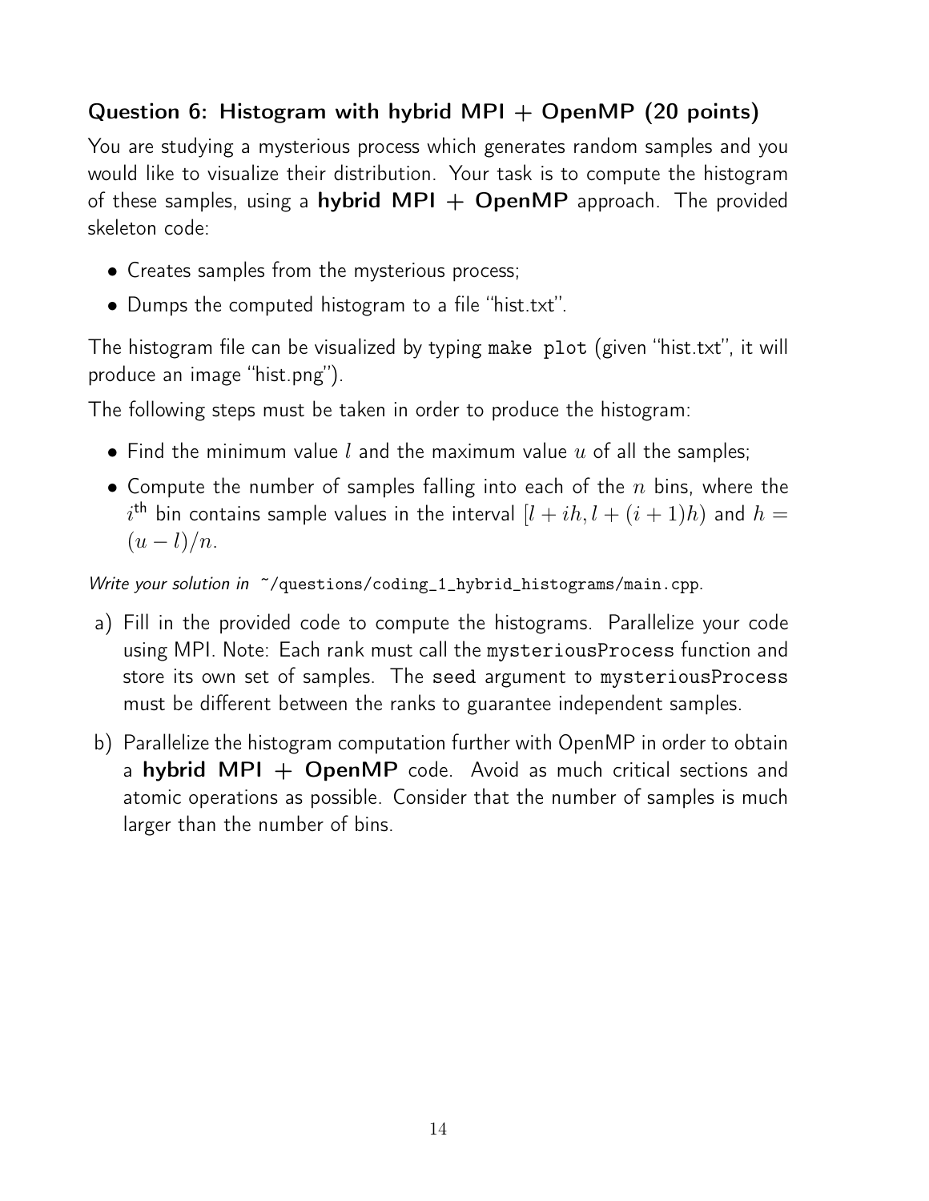### Question 6: Histogram with hybrid MPI + OpenMP (20 points)

You are studying a mysterious process which generates random samples and you would like to visualize their distribution. Your task is to compute the histogram of these samples, using a **hybrid MPI + OpenMP** approach. The provided skeleton code:

- Creates samples from the mysterious process;
- Dumps the computed histogram to a file "hist.txt".

The histogram file can be visualized by typing `make plot` (given "hist.txt", it will produce an image "hist.png").

The following steps must be taken in order to produce the histogram:

- Find the minimum value $l$ and the maximum value $u$ of all the samples;
- Compute the number of samples falling into each of the $n$ bins, where the $i^{\text{th}}$ bin contains sample values in the interval $[l + ih, l + (i + 1)h)$ and $h = (u - l)/n$.

*Write your solution in* `~/questions/coding_1_hybrid_histograms/main.cpp`.

a) Fill in the provided code to compute the histograms. Parallelize your code using MPI. Note: Each rank must call the `mysteriousProcess` function and store its own set of samples. The `seed` argument to `mysteriousProcess` must be different between the ranks to guarantee independent samples.

b) Parallelize the histogram computation further with OpenMP in order to obtain a **hybrid MPI + OpenMP** code. Avoid as much critical sections and atomic operations as possible. Consider that the number of samples is much larger than the number of bins.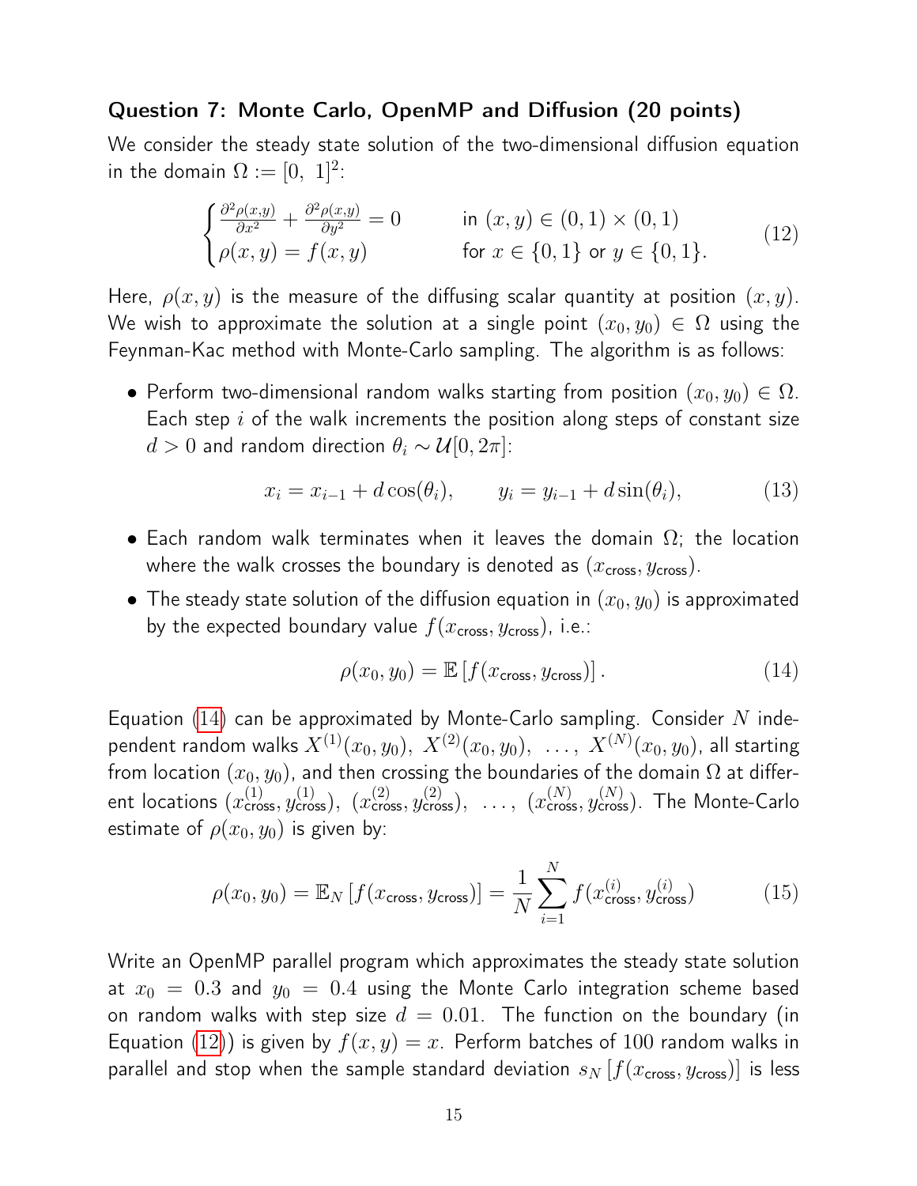### Question 7: Monte Carlo, OpenMP and Diffusion (20 points)

We consider the steady state solution of the two-dimensional diffusion equation in the domain $\Omega := [0,\ 1]^2$:

$$\begin{cases} \frac{\partial^2 \rho(x,y)}{\partial x^2} + \frac{\partial^2 \rho(x,y)}{\partial y^2} = 0 & \text{in } (x,y) \in (0,1) \times (0,1) \\ \rho(x,y) = f(x,y) & \text{for } x \in \{0,1\} \text{ or } y \in \{0,1\}. \end{cases} \tag{12}$$

Here, $\rho(x,y)$ is the measure of the diffusing scalar quantity at position $(x,y)$. We wish to approximate the solution at a single point $(x_0, y_0) \in \Omega$ using the Feynman-Kac method with Monte-Carlo sampling. The algorithm is as follows:

- Perform two-dimensional random walks starting from position $(x_0, y_0) \in \Omega$. Each step $i$ of the walk increments the position along steps of constant size $d > 0$ and random direction $\theta_i \sim \mathcal{U}[0, 2\pi]$:

$$x_i = x_{i-1} + d\cos(\theta_i), \qquad y_i = y_{i-1} + d\sin(\theta_i), \tag{13}$$

- Each random walk terminates when it leaves the domain $\Omega$; the location where the walk crosses the boundary is denoted as $(x_{\text{cross}}, y_{\text{cross}})$.
- The steady state solution of the diffusion equation in $(x_0, y_0)$ is approximated by the expected boundary value $f(x_{\text{cross}}, y_{\text{cross}})$, i.e.:

$$\rho(x_0, y_0) = \mathbb{E}\left[f(x_{\text{cross}}, y_{\text{cross}})\right]. \tag{14}$$

Equation (14) can be approximated by Monte-Carlo sampling. Consider $N$ independent random walks $X^{(1)}(x_0, y_0),\ X^{(2)}(x_0, y_0),\ \ldots,\ X^{(N)}(x_0, y_0)$, all starting from location $(x_0, y_0)$, and then crossing the boundaries of the domain $\Omega$ at different locations $(x^{(1)}_{\text{cross}}, y^{(1)}_{\text{cross}}),\ (x^{(2)}_{\text{cross}}, y^{(2)}_{\text{cross}}),\ \ldots,\ (x^{(N)}_{\text{cross}}, y^{(N)}_{\text{cross}})$. The Monte-Carlo estimate of $\rho(x_0, y_0)$ is given by:

$$\rho(x_0, y_0) = \mathbb{E}_N\left[f(x_{\text{cross}}, y_{\text{cross}})\right] = \frac{1}{N}\sum_{i=1}^{N} f(x^{(i)}_{\text{cross}}, y^{(i)}_{\text{cross}}) \tag{15}$$

Write an OpenMP parallel program which approximates the steady state solution at $x_0 = 0.3$ and $y_0 = 0.4$ using the Monte Carlo integration scheme based on random walks with step size $d = 0.01$. The function on the boundary (in Equation (12)) is given by $f(x,y) = x$. Perform batches of 100 random walks in parallel and stop when the sample standard deviation $s_N\left[f(x_{\text{cross}}, y_{\text{cross}})\right]$ is less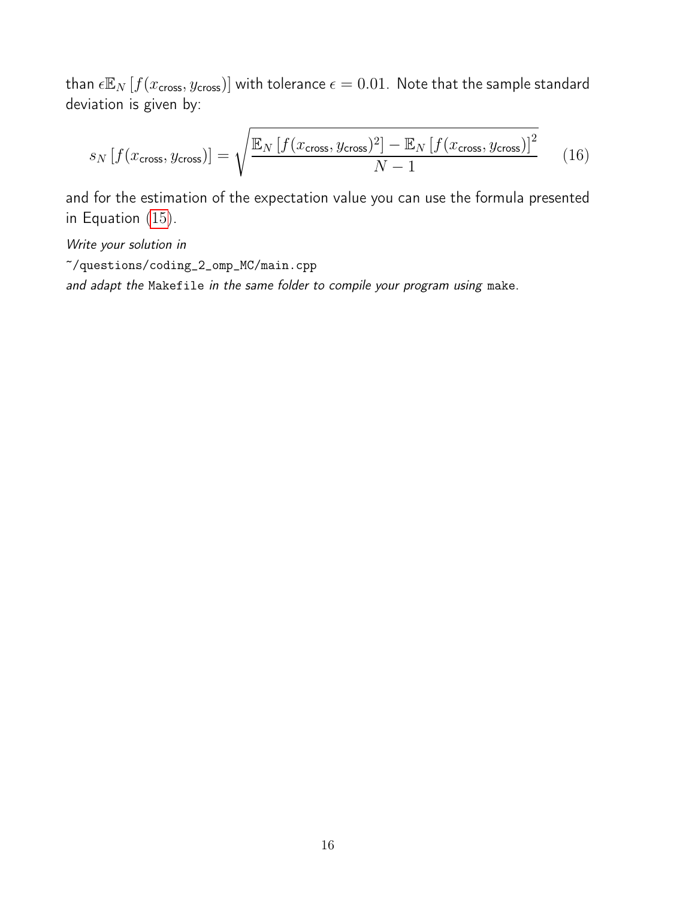than $\epsilon\mathbb{E}_N\left[f(x_{\text{cross}}, y_{\text{cross}})\right]$ with tolerance $\epsilon = 0.01$. Note that the sample standard deviation is given by:

$$s_N\left[f(x_{\text{cross}}, y_{\text{cross}})\right] = \sqrt{\frac{\mathbb{E}_N\left[f(x_{\text{cross}}, y_{\text{cross}})^2\right] - \mathbb{E}_N\left[f(x_{\text{cross}}, y_{\text{cross}})\right]^2}{N-1}} \qquad (16)$$

and for the estimation of the expectation value you can use the formula presented in Equation (15).

*Write your solution in*

`~/questions/coding_2_omp_MC/main.cpp`

*and adapt the* `Makefile` *in the same folder to compile your program using* `make`.